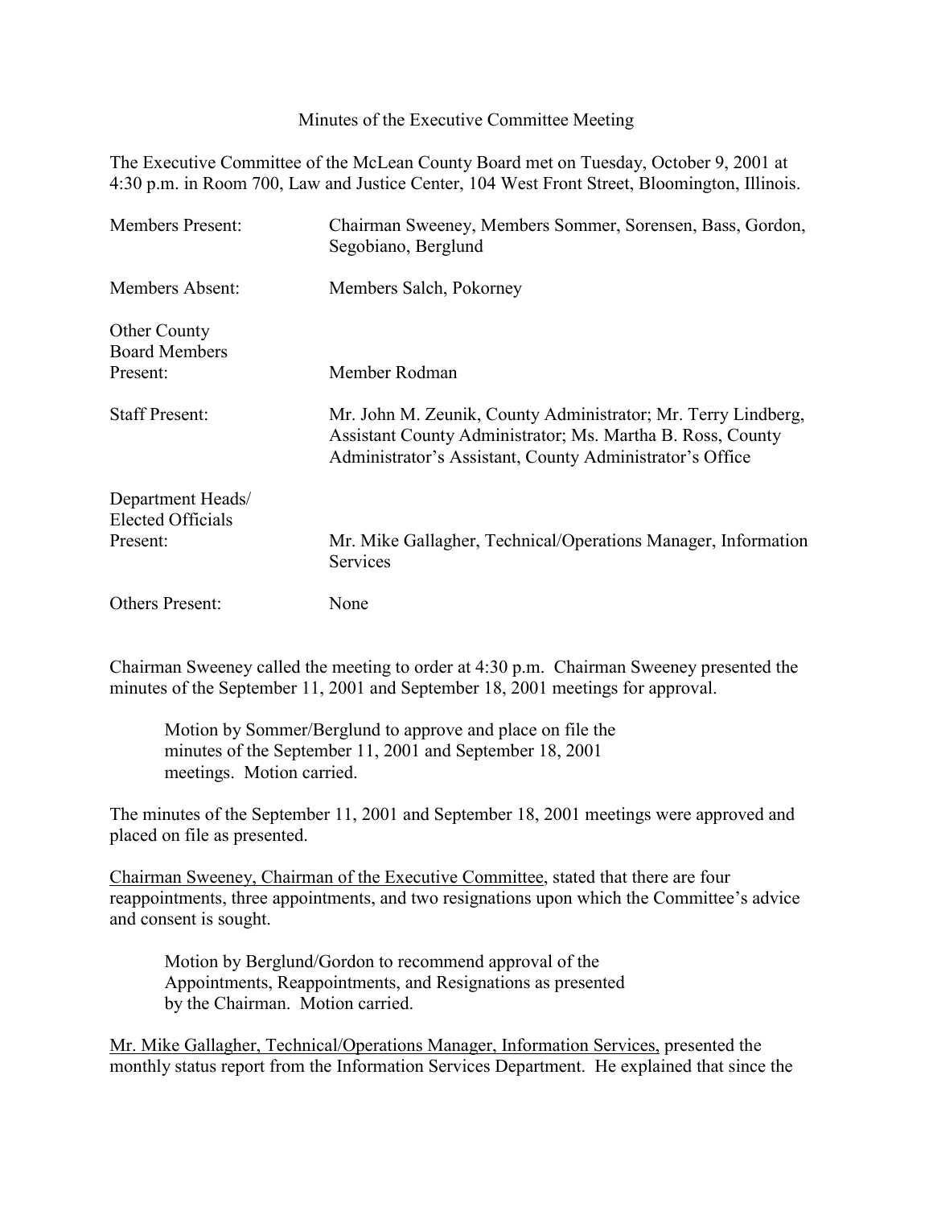Minutes of the Executive Committee Meeting

The Executive Committee of the McLean County Board met on Tuesday, October 9, 2001 at 4:30 p.m. in Room 700, Law and Justice Center, 104 West Front Street, Bloomington, Illinois.

| | |
|---|---|
| Members Present: | Chairman Sweeney, Members Sommer, Sorensen, Bass, Gordon, Segobiano, Berglund |
| Members Absent: | Members Salch, Pokorney |
| Other County Board Members Present: | Member Rodman |
| Staff Present: | Mr. John M. Zeunik, County Administrator; Mr. Terry Lindberg, Assistant County Administrator; Ms. Martha B. Ross, County Administrator's Assistant, County Administrator's Office |
| Department Heads/ Elected Officials Present: | Mr. Mike Gallagher, Technical/Operations Manager, Information Services |
| Others Present: | None |

Chairman Sweeney called the meeting to order at 4:30 p.m. Chairman Sweeney presented the minutes of the September 11, 2001 and September 18, 2001 meetings for approval.

> Motion by Sommer/Berglund to approve and place on file the minutes of the September 11, 2001 and September 18, 2001 meetings. Motion carried.

The minutes of the September 11, 2001 and September 18, 2001 meetings were approved and placed on file as presented.

Chairman Sweeney, Chairman of the Executive Committee, stated that there are four reappointments, three appointments, and two resignations upon which the Committee's advice and consent is sought.

> Motion by Berglund/Gordon to recommend approval of the Appointments, Reappointments, and Resignations as presented by the Chairman. Motion carried.

Mr. Mike Gallagher, Technical/Operations Manager, Information Services, presented the monthly status report from the Information Services Department. He explained that since the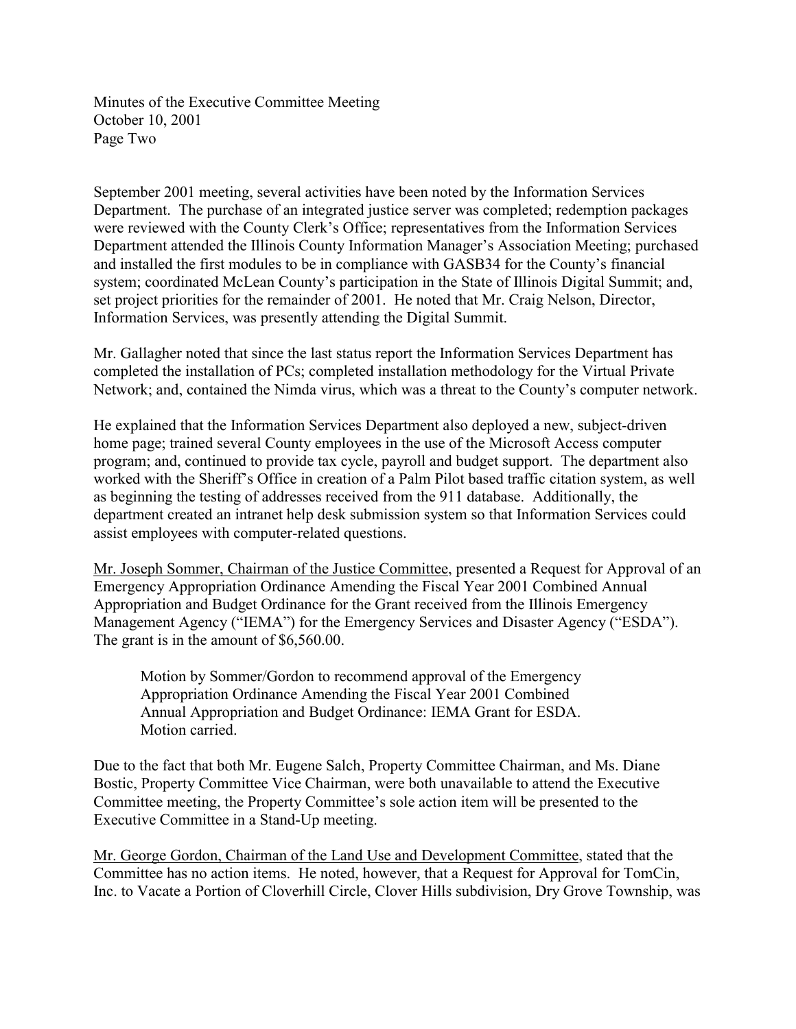September 2001 meeting, several activities have been noted by the Information Services Department. The purchase of an integrated justice server was completed; redemption packages were reviewed with the County Clerk's Office; representatives from the Information Services Department attended the Illinois County Information Manager's Association Meeting; purchased and installed the first modules to be in compliance with GASB34 for the County's financial system; coordinated McLean County's participation in the State of Illinois Digital Summit; and, set project priorities for the remainder of 2001. He noted that Mr. Craig Nelson, Director, Information Services, was presently attending the Digital Summit.

Mr. Gallagher noted that since the last status report the Information Services Department has completed the installation of PCs; completed installation methodology for the Virtual Private Network; and, contained the Nimda virus, which was a threat to the County's computer network.

He explained that the Information Services Department also deployed a new, subject-driven home page; trained several County employees in the use of the Microsoft Access computer program; and, continued to provide tax cycle, payroll and budget support. The department also worked with the Sheriff's Office in creation of a Palm Pilot based traffic citation system, as well as beginning the testing of addresses received from the 911 database. Additionally, the department created an intranet help desk submission system so that Information Services could assist employees with computer-related questions.

<u>Mr. Joseph Sommer, Chairman of the Justice Committee</u>, presented a Request for Approval of an Emergency Appropriation Ordinance Amending the Fiscal Year 2001 Combined Annual Appropriation and Budget Ordinance for the Grant received from the Illinois Emergency Management Agency ("IEMA") for the Emergency Services and Disaster Agency ("ESDA"). The grant is in the amount of $6,560.00.

> Motion by Sommer/Gordon to recommend approval of the Emergency Appropriation Ordinance Amending the Fiscal Year 2001 Combined Annual Appropriation and Budget Ordinance: IEMA Grant for ESDA. Motion carried.

Due to the fact that both Mr. Eugene Salch, Property Committee Chairman, and Ms. Diane Bostic, Property Committee Vice Chairman, were both unavailable to attend the Executive Committee meeting, the Property Committee's sole action item will be presented to the Executive Committee in a Stand-Up meeting.

<u>Mr. George Gordon, Chairman of the Land Use and Development Committee</u>, stated that the Committee has no action items. He noted, however, that a Request for Approval for TomCin, Inc. to Vacate a Portion of Cloverhill Circle, Clover Hills subdivision, Dry Grove Township, was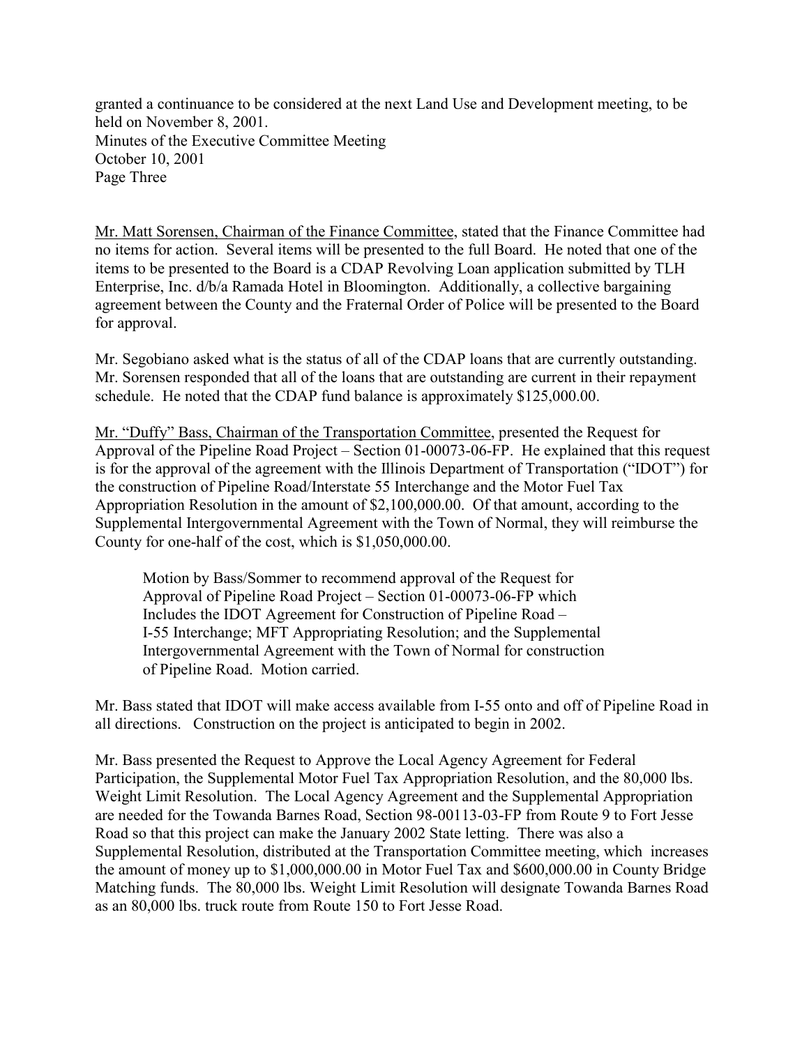granted a continuance to be considered at the next Land Use and Development meeting, to be held on November 8, 2001.

Mr. Matt Sorensen, Chairman of the Finance Committee, stated that the Finance Committee had no items for action. Several items will be presented to the full Board. He noted that one of the items to be presented to the Board is a CDAP Revolving Loan application submitted by TLH Enterprise, Inc. d/b/a Ramada Hotel in Bloomington. Additionally, a collective bargaining agreement between the County and the Fraternal Order of Police will be presented to the Board for approval.

Mr. Segobiano asked what is the status of all of the CDAP loans that are currently outstanding. Mr. Sorensen responded that all of the loans that are outstanding are current in their repayment schedule. He noted that the CDAP fund balance is approximately $125,000.00.

Mr. "Duffy" Bass, Chairman of the Transportation Committee, presented the Request for Approval of the Pipeline Road Project – Section 01-00073-06-FP. He explained that this request is for the approval of the agreement with the Illinois Department of Transportation ("IDOT") for the construction of Pipeline Road/Interstate 55 Interchange and the Motor Fuel Tax Appropriation Resolution in the amount of $2,100,000.00. Of that amount, according to the Supplemental Intergovernmental Agreement with the Town of Normal, they will reimburse the County for one-half of the cost, which is $1,050,000.00.

> Motion by Bass/Sommer to recommend approval of the Request for Approval of Pipeline Road Project – Section 01-00073-06-FP which Includes the IDOT Agreement for Construction of Pipeline Road – I-55 Interchange; MFT Appropriating Resolution; and the Supplemental Intergovernmental Agreement with the Town of Normal for construction of Pipeline Road. Motion carried.

Mr. Bass stated that IDOT will make access available from I-55 onto and off of Pipeline Road in all directions. Construction on the project is anticipated to begin in 2002.

Mr. Bass presented the Request to Approve the Local Agency Agreement for Federal Participation, the Supplemental Motor Fuel Tax Appropriation Resolution, and the 80,000 lbs. Weight Limit Resolution. The Local Agency Agreement and the Supplemental Appropriation are needed for the Towanda Barnes Road, Section 98-00113-03-FP from Route 9 to Fort Jesse Road so that this project can make the January 2002 State letting. There was also a Supplemental Resolution, distributed at the Transportation Committee meeting, which increases the amount of money up to $1,000,000.00 in Motor Fuel Tax and $600,000.00 in County Bridge Matching funds. The 80,000 lbs. Weight Limit Resolution will designate Towanda Barnes Road as an 80,000 lbs. truck route from Route 150 to Fort Jesse Road.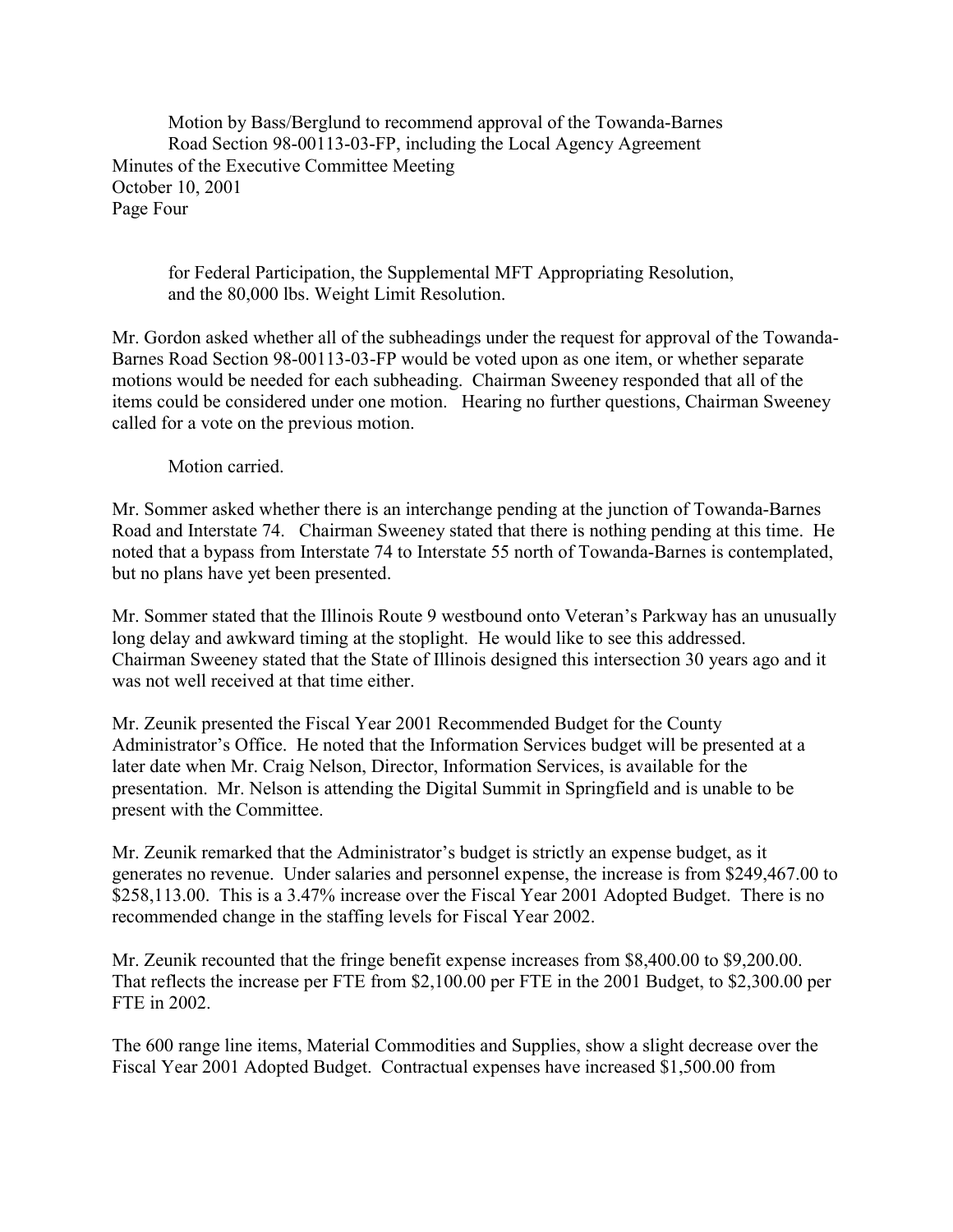Motion by Bass/Berglund to recommend approval of the Towanda-Barnes Road Section 98-00113-03-FP, including the Local Agency Agreement for Federal Participation, the Supplemental MFT Appropriating Resolution, and the 80,000 lbs. Weight Limit Resolution.

Mr. Gordon asked whether all of the subheadings under the request for approval of the Towanda-Barnes Road Section 98-00113-03-FP would be voted upon as one item, or whether separate motions would be needed for each subheading. Chairman Sweeney responded that all of the items could be considered under one motion. Hearing no further questions, Chairman Sweeney called for a vote on the previous motion.

Motion carried.

Mr. Sommer asked whether there is an interchange pending at the junction of Towanda-Barnes Road and Interstate 74. Chairman Sweeney stated that there is nothing pending at this time. He noted that a bypass from Interstate 74 to Interstate 55 north of Towanda-Barnes is contemplated, but no plans have yet been presented.

Mr. Sommer stated that the Illinois Route 9 westbound onto Veteran's Parkway has an unusually long delay and awkward timing at the stoplight. He would like to see this addressed. Chairman Sweeney stated that the State of Illinois designed this intersection 30 years ago and it was not well received at that time either.

Mr. Zeunik presented the Fiscal Year 2001 Recommended Budget for the County Administrator's Office. He noted that the Information Services budget will be presented at a later date when Mr. Craig Nelson, Director, Information Services, is available for the presentation. Mr. Nelson is attending the Digital Summit in Springfield and is unable to be present with the Committee.

Mr. Zeunik remarked that the Administrator's budget is strictly an expense budget, as it generates no revenue. Under salaries and personnel expense, the increase is from $249,467.00 to $258,113.00. This is a 3.47% increase over the Fiscal Year 2001 Adopted Budget. There is no recommended change in the staffing levels for Fiscal Year 2002.

Mr. Zeunik recounted that the fringe benefit expense increases from $8,400.00 to $9,200.00. That reflects the increase per FTE from $2,100.00 per FTE in the 2001 Budget, to $2,300.00 per FTE in 2002.

The 600 range line items, Material Commodities and Supplies, show a slight decrease over the Fiscal Year 2001 Adopted Budget. Contractual expenses have increased $1,500.00 from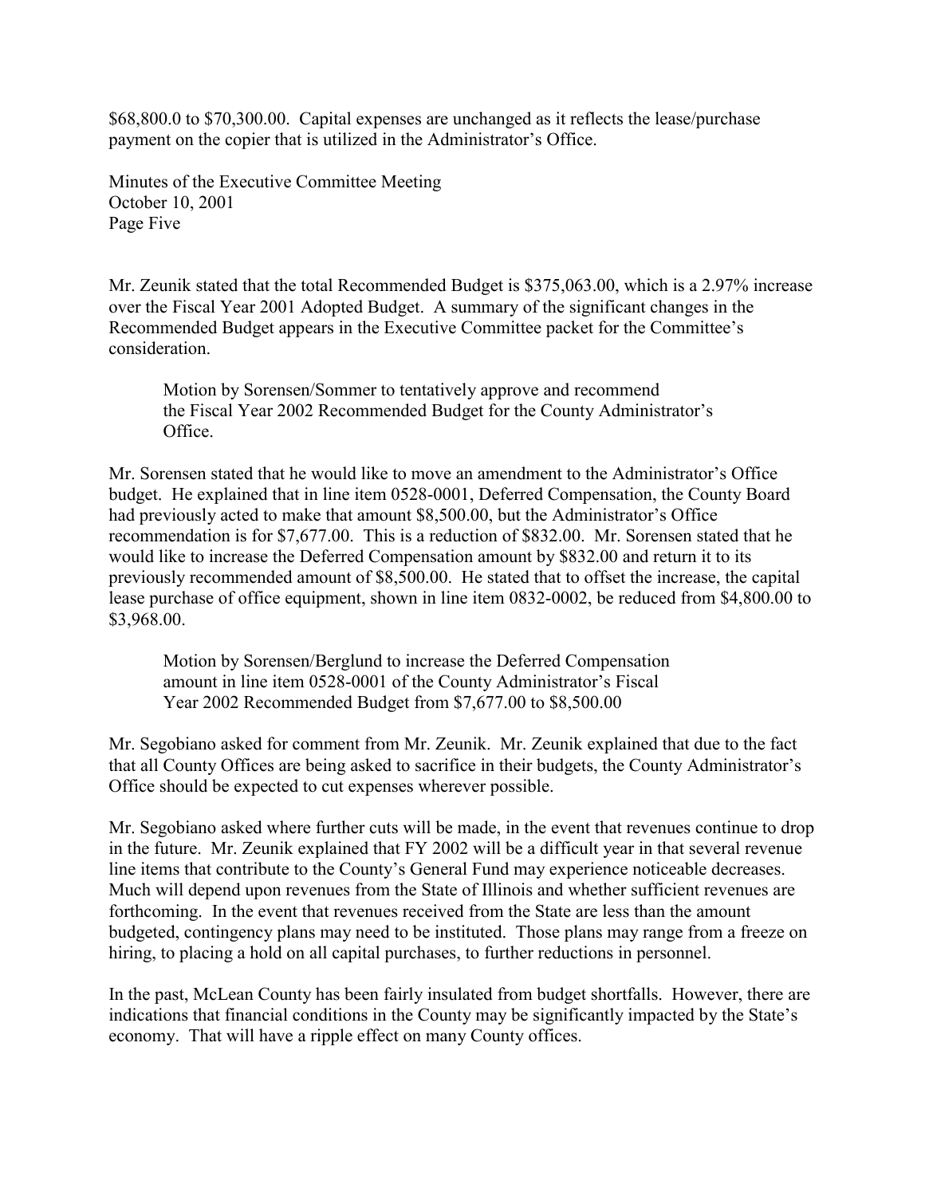$68,800.0 to $70,300.00. Capital expenses are unchanged as it reflects the lease/purchase payment on the copier that is utilized in the Administrator's Office.

Mr. Zeunik stated that the total Recommended Budget is $375,063.00, which is a 2.97% increase over the Fiscal Year 2001 Adopted Budget. A summary of the significant changes in the Recommended Budget appears in the Executive Committee packet for the Committee's consideration.

> Motion by Sorensen/Sommer to tentatively approve and recommend the Fiscal Year 2002 Recommended Budget for the County Administrator's Office.

Mr. Sorensen stated that he would like to move an amendment to the Administrator's Office budget. He explained that in line item 0528-0001, Deferred Compensation, the County Board had previously acted to make that amount $8,500.00, but the Administrator's Office recommendation is for $7,677.00. This is a reduction of $832.00. Mr. Sorensen stated that he would like to increase the Deferred Compensation amount by $832.00 and return it to its previously recommended amount of $8,500.00. He stated that to offset the increase, the capital lease purchase of office equipment, shown in line item 0832-0002, be reduced from $4,800.00 to $3,968.00.

> Motion by Sorensen/Berglund to increase the Deferred Compensation amount in line item 0528-0001 of the County Administrator's Fiscal Year 2002 Recommended Budget from $7,677.00 to $8,500.00

Mr. Segobiano asked for comment from Mr. Zeunik. Mr. Zeunik explained that due to the fact that all County Offices are being asked to sacrifice in their budgets, the County Administrator's Office should be expected to cut expenses wherever possible.

Mr. Segobiano asked where further cuts will be made, in the event that revenues continue to drop in the future. Mr. Zeunik explained that FY 2002 will be a difficult year in that several revenue line items that contribute to the County's General Fund may experience noticeable decreases. Much will depend upon revenues from the State of Illinois and whether sufficient revenues are forthcoming. In the event that revenues received from the State are less than the amount budgeted, contingency plans may need to be instituted. Those plans may range from a freeze on hiring, to placing a hold on all capital purchases, to further reductions in personnel.

In the past, McLean County has been fairly insulated from budget shortfalls. However, there are indications that financial conditions in the County may be significantly impacted by the State's economy. That will have a ripple effect on many County offices.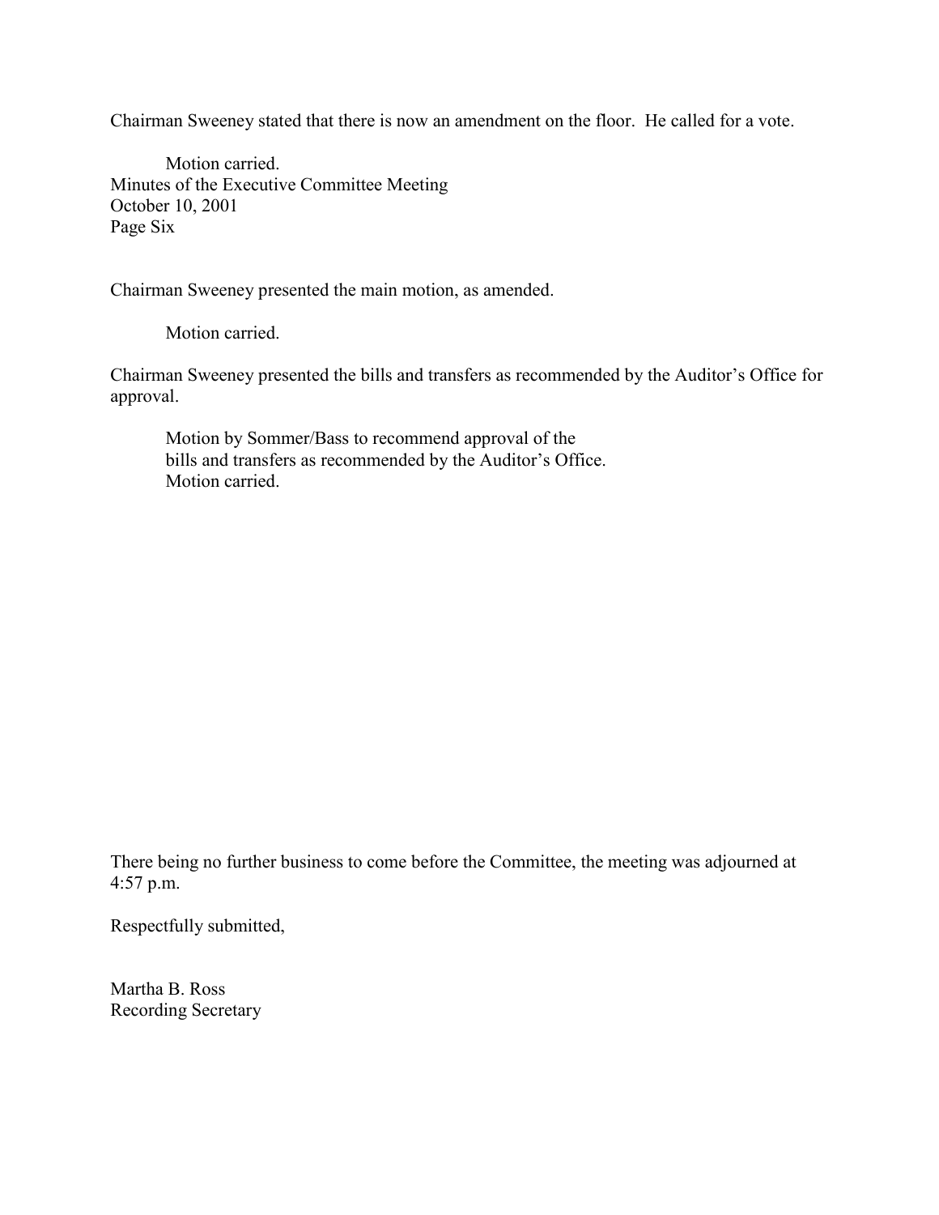Chairman Sweeney stated that there is now an amendment on the floor. He called for a vote.

Motion carried.

Chairman Sweeney presented the main motion, as amended.

Motion carried.

Chairman Sweeney presented the bills and transfers as recommended by the Auditor's Office for approval.

Motion by Sommer/Bass to recommend approval of the bills and transfers as recommended by the Auditor's Office.
Motion carried.

There being no further business to come before the Committee, the meeting was adjourned at 4:57 p.m.

Respectfully submitted,

Martha B. Ross
Recording Secretary